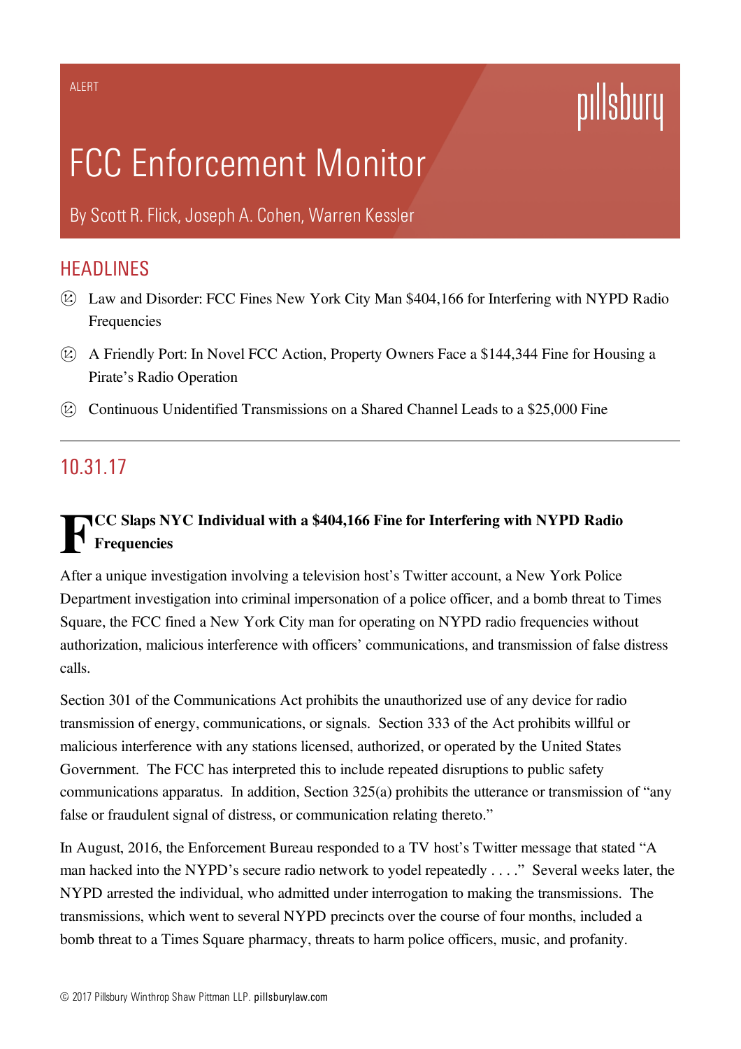ALERT

# FCC Enforcement Monitor

By Scott R. Flick, Joseph A. Cohen, Warren Kessler

## HEADLINES

- Law and Disorder: FCC Fines New York City Man $404,166 for Interfering with NYPD Radio Frequencies
- A Friendly Port: In Novel FCC Action, Property Owners Face a $144,344 Fine for Housing a Pirate's Radio Operation
- Continuous Unidentified Transmissions on a Shared Channel Leads to a $25,000 Fine

---

## 10.31.17

### FCC Slaps NYC Individual with a $404,166 Fine for Interfering with NYPD Radio Frequencies

After a unique investigation involving a television host's Twitter account, a New York Police Department investigation into criminal impersonation of a police officer, and a bomb threat to Times Square, the FCC fined a New York City man for operating on NYPD radio frequencies without authorization, malicious interference with officers' communications, and transmission of false distress calls.

Section 301 of the Communications Act prohibits the unauthorized use of any device for radio transmission of energy, communications, or signals. Section 333 of the Act prohibits willful or malicious interference with any stations licensed, authorized, or operated by the United States Government. The FCC has interpreted this to include repeated disruptions to public safety communications apparatus. In addition, Section 325(a) prohibits the utterance or transmission of "any false or fraudulent signal of distress, or communication relating thereto."

In August, 2016, the Enforcement Bureau responded to a TV host's Twitter message that stated "A man hacked into the NYPD's secure radio network to yodel repeatedly . . . ." Several weeks later, the NYPD arrested the individual, who admitted under interrogation to making the transmissions. The transmissions, which went to several NYPD precincts over the course of four months, included a bomb threat to a Times Square pharmacy, threats to harm police officers, music, and profanity.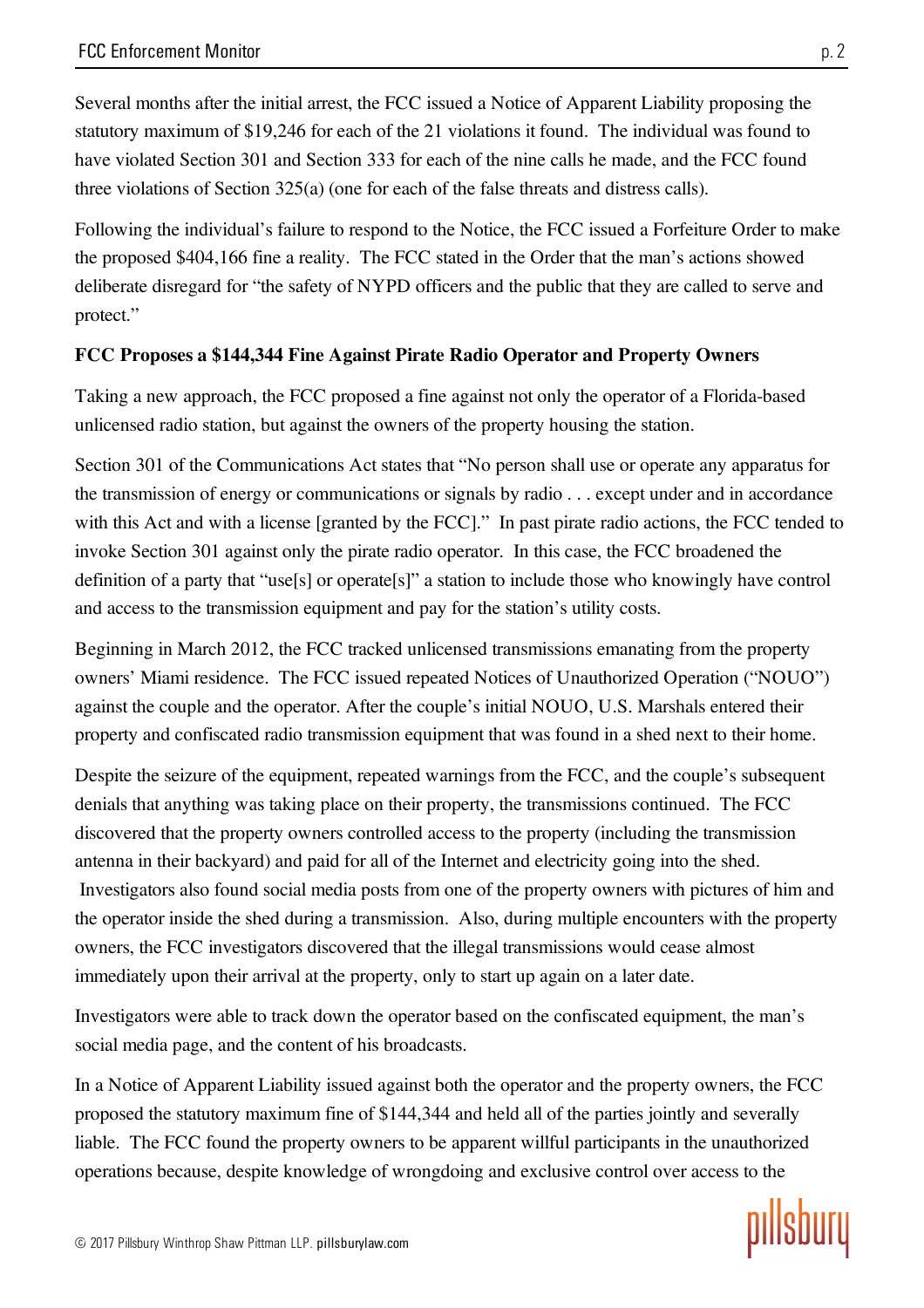Several months after the initial arrest, the FCC issued a Notice of Apparent Liability proposing the statutory maximum of $19,246 for each of the 21 violations it found. The individual was found to have violated Section 301 and Section 333 for each of the nine calls he made, and the FCC found three violations of Section 325(a) (one for each of the false threats and distress calls).

Following the individual's failure to respond to the Notice, the FCC issued a Forfeiture Order to make the proposed $404,166 fine a reality. The FCC stated in the Order that the man's actions showed deliberate disregard for "the safety of NYPD officers and the public that they are called to serve and protect."

**FCC Proposes a $144,344 Fine Against Pirate Radio Operator and Property Owners**

Taking a new approach, the FCC proposed a fine against not only the operator of a Florida-based unlicensed radio station, but against the owners of the property housing the station.

Section 301 of the Communications Act states that "No person shall use or operate any apparatus for the transmission of energy or communications or signals by radio . . . except under and in accordance with this Act and with a license [granted by the FCC]." In past pirate radio actions, the FCC tended to invoke Section 301 against only the pirate radio operator. In this case, the FCC broadened the definition of a party that "use[s] or operate[s]" a station to include those who knowingly have control and access to the transmission equipment and pay for the station's utility costs.

Beginning in March 2012, the FCC tracked unlicensed transmissions emanating from the property owners' Miami residence. The FCC issued repeated Notices of Unauthorized Operation ("NOUO") against the couple and the operator. After the couple's initial NOUO, U.S. Marshals entered their property and confiscated radio transmission equipment that was found in a shed next to their home.

Despite the seizure of the equipment, repeated warnings from the FCC, and the couple's subsequent denials that anything was taking place on their property, the transmissions continued. The FCC discovered that the property owners controlled access to the property (including the transmission antenna in their backyard) and paid for all of the Internet and electricity going into the shed. Investigators also found social media posts from one of the property owners with pictures of him and the operator inside the shed during a transmission. Also, during multiple encounters with the property owners, the FCC investigators discovered that the illegal transmissions would cease almost immediately upon their arrival at the property, only to start up again on a later date.

Investigators were able to track down the operator based on the confiscated equipment, the man's social media page, and the content of his broadcasts.

In a Notice of Apparent Liability issued against both the operator and the property owners, the FCC proposed the statutory maximum fine of $144,344 and held all of the parties jointly and severally liable. The FCC found the property owners to be apparent willful participants in the unauthorized operations because, despite knowledge of wrongdoing and exclusive control over access to the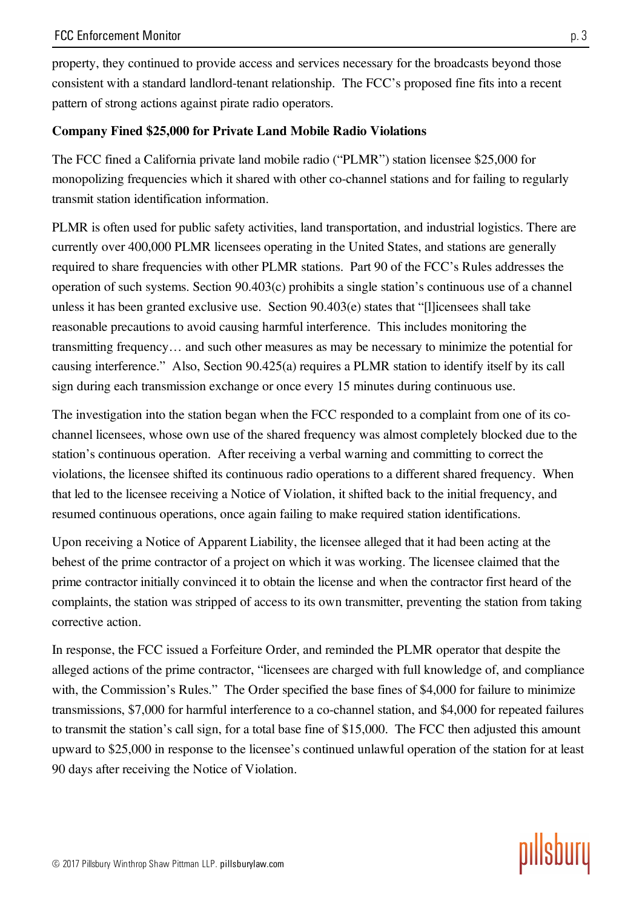property, they continued to provide access and services necessary for the broadcasts beyond those consistent with a standard landlord-tenant relationship. The FCC's proposed fine fits into a recent pattern of strong actions against pirate radio operators.

**Company Fined $25,000 for Private Land Mobile Radio Violations**

The FCC fined a California private land mobile radio ("PLMR") station licensee $25,000 for monopolizing frequencies which it shared with other co-channel stations and for failing to regularly transmit station identification information.

PLMR is often used for public safety activities, land transportation, and industrial logistics. There are currently over 400,000 PLMR licensees operating in the United States, and stations are generally required to share frequencies with other PLMR stations. Part 90 of the FCC's Rules addresses the operation of such systems. Section 90.403(c) prohibits a single station's continuous use of a channel unless it has been granted exclusive use. Section 90.403(e) states that "[l]icensees shall take reasonable precautions to avoid causing harmful interference. This includes monitoring the transmitting frequency… and such other measures as may be necessary to minimize the potential for causing interference." Also, Section 90.425(a) requires a PLMR station to identify itself by its call sign during each transmission exchange or once every 15 minutes during continuous use.

The investigation into the station began when the FCC responded to a complaint from one of its co-channel licensees, whose own use of the shared frequency was almost completely blocked due to the station's continuous operation. After receiving a verbal warning and committing to correct the violations, the licensee shifted its continuous radio operations to a different shared frequency. When that led to the licensee receiving a Notice of Violation, it shifted back to the initial frequency, and resumed continuous operations, once again failing to make required station identifications.

Upon receiving a Notice of Apparent Liability, the licensee alleged that it had been acting at the behest of the prime contractor of a project on which it was working. The licensee claimed that the prime contractor initially convinced it to obtain the license and when the contractor first heard of the complaints, the station was stripped of access to its own transmitter, preventing the station from taking corrective action.

In response, the FCC issued a Forfeiture Order, and reminded the PLMR operator that despite the alleged actions of the prime contractor, "licensees are charged with full knowledge of, and compliance with, the Commission's Rules." The Order specified the base fines of $4,000 for failure to minimize transmissions, $7,000 for harmful interference to a co-channel station, and $4,000 for repeated failures to transmit the station's call sign, for a total base fine of $15,000. The FCC then adjusted this amount upward to $25,000 in response to the licensee's continued unlawful operation of the station for at least 90 days after receiving the Notice of Violation.